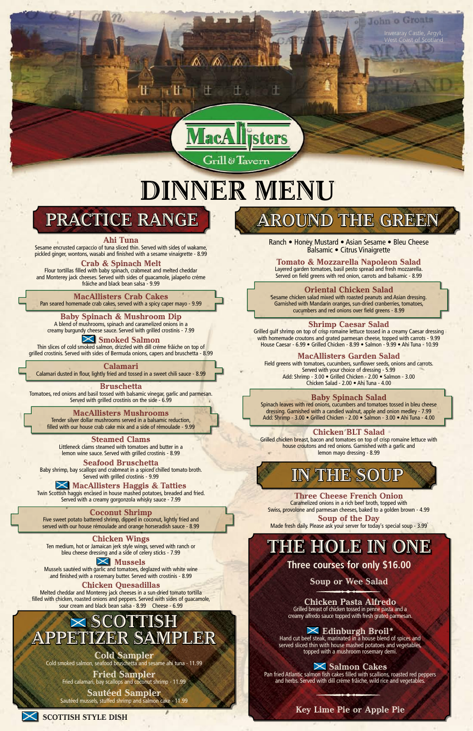Inverary Castle, Argyll, West Coast of Scotland

# MacAllisters Grill & Tavern

# DINNER MENU

## PRACTICE RANGE

### Ahi Tuna
Sesame encrusted carpaccio of tuna sliced thin. Served with sides of wakame, pickled ginger, wontons, wasabi and finished with a sesame vinaigrette - 8.99

### Crab & Spinach Melt
Flour tortillas filled with baby spinach, crabmeat and melted cheddar and Monterey jack cheeses. Served with sides of guacamole, jalapeño créme fráiche and black bean salsa - 9.99

### MacAllisters Crab Cakes
Pan seared homemade crab cakes, served with a spicy caper mayo - 9.99

### Baby Spinach & Mushroom Dip
A blend of mushrooms, spinach and caramelized onions in a creamy burgundy cheese sauce. Served with grilled crostinis - 7.99

### Smoked Salmon (Scottish Style Dish)
Thin slices of cold smoked salmon, drizzled with dill créme fráiche on top of grilled crostinis. Served with sides of Bermuda onions, capers and bruschetta - 8.99

### Calamari
Calamari dusted in flour, lightly fried and tossed in a sweet chili sauce - 8.99

### Bruschetta
Tomatoes, red onions and basil tossed with balsamic vinegar, garlic and parmesan. Served with grilled crostinis on the side - 6.99

### MacAllisters Mushrooms
Tender silver dollar mushrooms served in a balsamic reduction, filled with our house crab cake mix and a side of rémoulade - 9.99

### Steamed Clams
Littleneck clams steamed with tomatoes and butter in a lemon wine sauce. Served with grilled crostinis - 8.99

### Seafood Bruschetta
Baby shrimp, bay scallops and crabmeat in a spiced chilled tomato broth. Served with grilled crostinis - 9.99

### MacAllisters Haggis & Tatties (Scottish Style Dish)
Twin Scottish haggis encased in house mashed potatoes, breaded and fried. Served with a creamy gorgonzola whisky sauce - 7.99

### Coconut Shrimp
Five sweet potato battered shrimp, dipped in coconut, lightly fried and served with our house rémoulade and orange horseradish sauce - 8.99

### Chicken Wings
Ten medium, hot or Jamaican jerk style wings, served with ranch or bleu cheese dressing and a side of celery sticks - 7.99

### Mussels (Scottish Style Dish)
Mussels sautéed with garlic and tomatoes, deglazed with white wine and finished with a rosemary butter. Served with crostinis - 8.99

### Chicken Quesadillas
Melted cheddar and Monterey jack cheeses in a sun-dried tomato tortilla filled with chicken, roasted onions and peppers. Served with sides of guacamole, sour cream and black bean salsa - 8.99 Cheese - 6.99

## SCOTTISH APPETIZER SAMPLER (Scottish Style Dish)

### Cold Sampler
Cold smoked salmon, seafood bruschetta and sesame ahi tuna - 11.99

### Fried Sampler
Fried calamari, bay scallops and coconut shrimp - 11.99

### Sautéed Sampler
Sautéed mussels, stuffed shrimp and salmon cake - 11.99

SCOTTISH STYLE DISH (marked by Scottish flag)

## AROUND THE GREEN

Ranch • Honey Mustard • Asian Sesame • Bleu Cheese
Balsamic • Citrus Vinaigrette

### Tomato & Mozzarella Napoleon Salad
Layered garden tomatoes, basil pesto spread and fresh mozzarella. Served on field greens with red onion, carrots and balsamic - 8.99

### Oriental Chicken Salad
Sesame chicken salad mixed with roasted peanuts and Asian dressing. Garnished with Mandarin oranges, sun-dried cranberries, tomatoes, cucumbers and red onions over field greens - 8.99

### Shrimp Caesar Salad
Grilled gulf shrimp on top of crisp romaine lettuce tossed in a creamy Caesar dressing with homemade croutons and grated parmesan cheese, topped with carrots - 9.99
House Caesar - 6.99 • Grilled Chicken - 8.99 • Salmon - 9.99 • Ahi Tuna - 10.99

### MacAllisters Garden Salad
Field greens with tomatoes, cucumbers, sunflower seeds, onions and carrots. Served with your choice of dressing - 5.99
Add: Shrimp - 3.00 • Grilled Chicken - 2.00 • Salmon - 3.00
Chicken Salad - 2.00 • Ahi Tuna - 4.00

### Baby Spinach Salad
Spinach leaves with red onions, cucumbers and tomatoes tossed in bleu cheese dressing. Garnished with a candied walnut, apple and onion medley - 7.99
Add: Shrimp - 3.00 • Grilled Chicken - 2.00 • Salmon - 3.00 • Ahi Tuna - 4.00

### Chicken BLT Salad
Grilled chicken breast, bacon and tomatoes on top of crisp romaine lettuce with house croutons and red onions. Garnished with a garlic and lemon mayo dressing - 8.99

## IN THE SOUP

### Three Cheese French Onion
Caramelized onions in a rich beef broth, topped with Swiss, provolone and parmesan cheeses, baked to a golden brown - 4.99

### Soup of the Day
Made fresh daily. Please ask your server for today's special soup - 3.99

## THE HOLE IN ONE

**Three courses for only $16.00**

### Soup or Wee Salad

### Chicken Pasta Alfredo
Grilled breast of chicken tossed in penne pasta and a creamy alfredo sauce topped with fresh grated parmesan.

### Edinburgh Broil* (Scottish Style Dish)
Hand cut beef steak, marinated in a house blend of spices and served sliced thin with house mashed potatoes and vegetables, topped with a mushroom rosemary demi.

### Salmon Cakes (Scottish Style Dish)
Pan fried Atlantic salmon fish cakes filled with scallions, roasted red peppers and herbs. Served with dill créme fráiche, wild rice and vegetables.

### Key Lime Pie or Apple Pie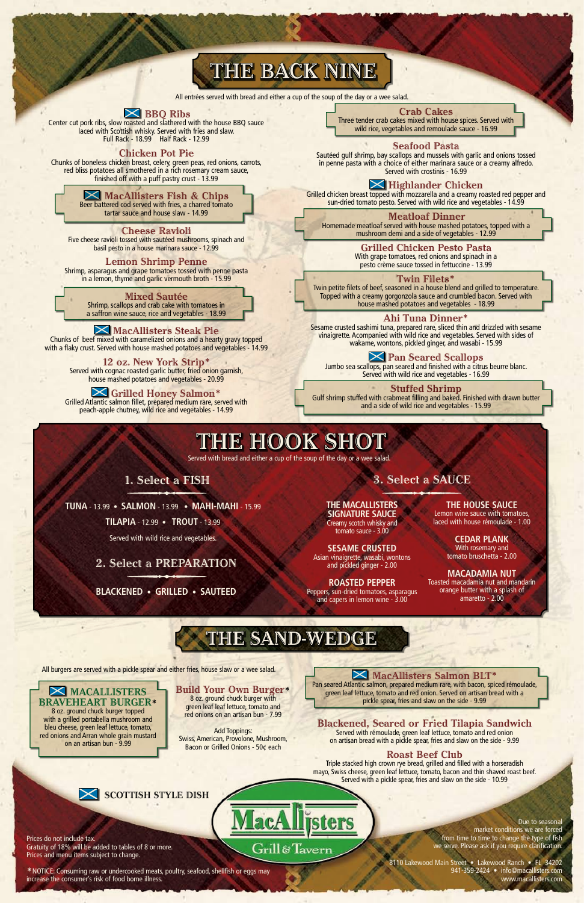# THE BACK NINE

All entrées served with bread and either a cup of the soup of the day or a wee salad.

### BBQ Ribs
Center cut pork ribs, slow roasted and slathered with the house BBQ sauce laced with Scottish whisky. Served with fries and slaw.
Full Rack - 18.99 Half Rack - 12.99

### Chicken Pot Pie
Chunks of boneless chicken breast, celery, green peas, red onions, carrots, red bliss potatoes all smothered in a rich rosemary cream sauce, finished off with a puff pastry crust - 13.99

### MacAllisters Fish & Chips
Beer battered cod served with fries, a charred tomato tartar sauce and house slaw - 14.99

### Cheese Ravioli
Five cheese ravioli tossed with sautéed mushrooms, spinach and basil pesto in a house marinara sauce - 12.99

### Lemon Shrimp Penne
Shrimp, asparagus and grape tomatoes tossed with penne pasta in a lemon, thyme and garlic vermouth broth - 15.99

### Mixed Sautée
Shrimp, scallops and crab cake with tomatoes in a saffron wine sauce, rice and vegetables - 18.99

### MacAllisters Steak Pie
Chunks of beef mixed with caramelized onions and a hearty gravy topped with a flaky crust. Served with house mashed potatoes and vegetables - 14.99

### 12 oz. New York Strip*
Served with cognac roasted garlic butter, fried onion garnish, house mashed potatoes and vegetables - 20.99

### Grilled Honey Salmon*
Grilled Atlantic salmon fillet, prepared medium rare, served with peach-apple chutney, wild rice and vegetables - 14.99

### Crab Cakes
Three tender crab cakes mixed with house spices. Served with wild rice, vegetables and remoulade sauce - 16.99

### Seafood Pasta
Sautéed gulf shrimp, bay scallops and mussels with garlic and onions tossed in penne pasta with a choice of either marinara sauce or a creamy alfredo. Served with crostinis - 16.99

### Highlander Chicken
Grilled chicken breast topped with mozzarella and a creamy roasted red pepper and sun-dried tomato pesto. Served with wild rice and vegetables - 14.99

### Meatloaf Dinner
Homemade meatloaf served with house mashed potatoes, topped with a mushroom demi and a side of vegetables - 12.99

### Grilled Chicken Pesto Pasta
With grape tomatoes, red onions and spinach in a pesto crème sauce tossed in fettuccine - 13.99

### Twin Filets*
Twin petite filets of beef, seasoned in a house blend and grilled to temperature. Topped with a creamy gorgonzola sauce and crumbled bacon. Served with house mashed potatoes and vegetables - 18.99

### Ahi Tuna Dinner*
Sesame crusted sashimi tuna, prepared rare, sliced thin and drizzled with sesame vinaigrette. Accompanied with wild rice and vegetables. Served with sides of wakame, wontons, pickled ginger, and wasabi - 15.99

### Pan Seared Scallops
Jumbo sea scallops, pan seared and finished with a citrus beurre blanc. Served with wild rice and vegetables - 16.99

### Stuffed Shrimp
Gulf shrimp stuffed with crabmeat filling and baked. Finished with drawn butter and a side of wild rice and vegetables - 15.99

# THE HOOK SHOT

Served with bread and either a cup of the soup of the day or a wee salad.

## 1. Select a FISH

**TUNA** - 13.99 • **SALMON** - 13.99 • **MAHI-MAHI** - 15.99
**TILAPIA** - 12.99 • **TROUT** - 13.99

Served with wild rice and vegetables.

## 2. Select a PREPARATION

**BLACKENED • GRILLED • SAUTEED**

## 3. Select a SAUCE

**THE MACALLISTERS SIGNATURE SAUCE**
Creamy scotch whisky and tomato sauce - 3.00

**SESAME CRUSTED**
Asian vinaigrette, wasabi, wontons and pickled ginger - 2.00

**ROASTED PEPPER**
Peppers, sun-dried tomatoes, asparagus and capers in lemon wine - 3.00

**THE HOUSE SAUCE**
Lemon wine sauce with tomatoes, laced with house rémoulade - 1.00

**CEDAR PLANK**
With rosemary and tomato bruschetta - 2.00

**MACADAMIA NUT**
Toasted macadamia nut and mandarin orange butter with a splash of amaretto - 2.00

# THE SAND-WEDGE

All burgers are served with a pickle spear and either fries, house slaw or a wee salad.

### MACALLISTERS BRAVEHEART BURGER*
8 oz. ground chuck burger topped with a grilled portabella mushroom and bleu cheese, green leaf lettuce, tomato, red onions and Arran whole grain mustard on an artisan bun - 9.99

### Build Your Own Burger*
8 oz. ground chuck burger with green leaf leaf lettuce, tomato and red onions on an artisan bun - 7.99

Add Toppings:
Swiss, American, Provolone, Mushroom, Bacon or Grilled Onions - 50¢ each

### MacAllisters Salmon BLT*
Pan seared Atlantic salmon, prepared medium rare, with bacon, spiced rémoulade, green leaf lettuce, tomato and red onion. Served on artisan bread with a pickle spear, fries and slaw on the side - 9.99

### Blackened, Seared or Fried Tilapia Sandwich
Served with rémoulade, green leaf lettuce, tomato and red onion on artisan bread with a pickle spear, fries and slaw on the side - 9.99

### Roast Beef Club
Triple stacked high crown rye bread, grilled and filled with a horseradish mayo, Swiss cheese, green leaf lettuce, tomato, bacon and thin shaved roast beef. Served with a pickle spear, fries and slaw on the side - 10.99

SCOTTISH STYLE DISH

MacAllisters Grill & Tavern

Prices do not include tax.
Gratuity of 18% will be added to tables of 8 or more.
Prices and menu items subject to change.

*NOTICE: Consuming raw or undercooked meats, poultry, seafood, shellfish or eggs may increase the consumer's risk of food borne illness.

Due to seasonal market conditions we are forced from time to time to change the type of fish we serve. Please ask if you require clarification.

8110 Lakewood Main Street • Lakewood Ranch • FL 34202
941-359-2424 • info@macallisters.com
www.macallisters.com